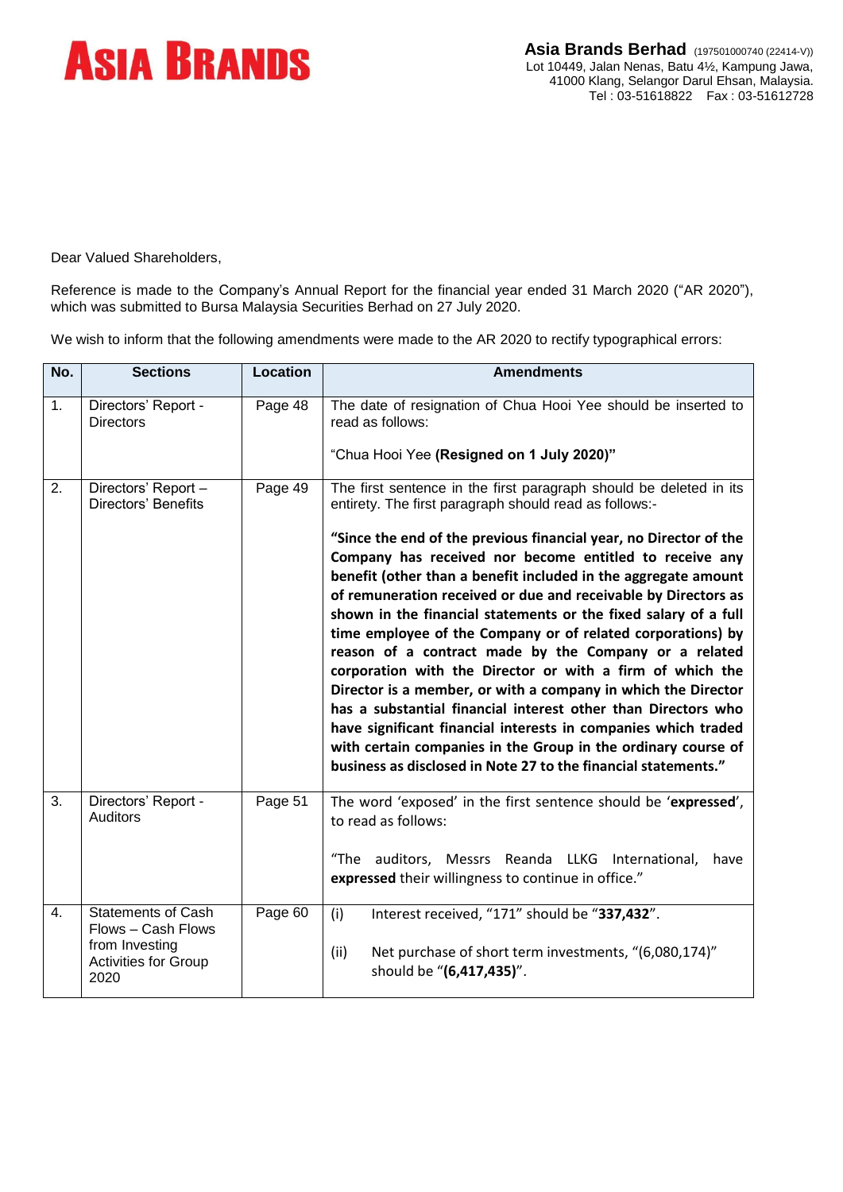# ASIA BRANDS

**Asia Brands Berhad** (197501000740 (22414-V))
Lot 10449, Jalan Nenas, Batu 4½, Kampung Jawa,
41000 Klang, Selangor Darul Ehsan, Malaysia.
Tel : 03-51618822 Fax : 03-51612728

Dear Valued Shareholders,

Reference is made to the Company's Annual Report for the financial year ended 31 March 2020 ("AR 2020"), which was submitted to Bursa Malaysia Securities Berhad on 27 July 2020.

We wish to inform that the following amendments were made to the AR 2020 to rectify typographical errors:

| No. | Sections | Location | Amendments |
|---|---|---|---|
| 1. | Directors' Report - Directors | Page 48 | The date of resignation of Chua Hooi Yee should be inserted to read as follows:<br><br>"Chua Hooi Yee **(Resigned on 1 July 2020)"** |
| 2. | Directors' Report – Directors' Benefits | Page 49 | The first sentence in the first paragraph should be deleted in its entirety. The first paragraph should read as follows:-<br><br>**"Since the end of the previous financial year, no Director of the Company has received nor become entitled to receive any benefit (other than a benefit included in the aggregate amount of remuneration received or due and receivable by Directors as shown in the financial statements or the fixed salary of a full time employee of the Company or of related corporations) by reason of a contract made by the Company or a related corporation with the Director or with a firm of which the Director is a member, or with a company in which the Director has a substantial financial interest other than Directors who have significant financial interests in companies which traded with certain companies in the Group in the ordinary course of business as disclosed in Note 27 to the financial statements."** |
| 3. | Directors' Report - Auditors | Page 51 | The word 'exposed' in the first sentence should be '**expressed**', to read as follows:<br><br>"The auditors, Messrs Reanda LLKG International, have **expressed** their willingness to continue in office." |
| 4. | Statements of Cash Flows – Cash Flows from Investing Activities for Group 2020 | Page 60 | (i) Interest received, "171" should be "**337,432**".<br><br>(ii) Net purchase of short term investments, "(6,080,174)" should be "**(6,417,435)**". |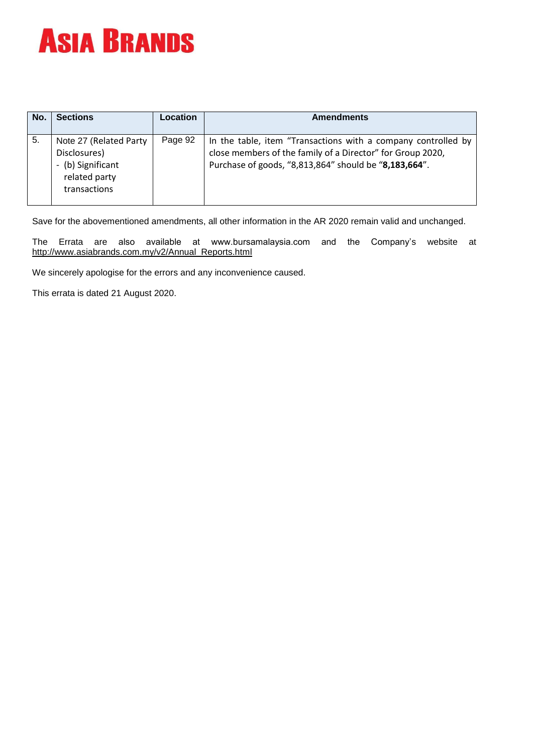# ASIA BRANDS

| No. | Sections | Location | Amendments |
|---|---|---|---|
| 5. | Note 27 (Related Party Disclosures)<br>- (b) Significant related party transactions | Page 92 | In the table, item “Transactions with a company controlled by close members of the family of a Director” for Group 2020, Purchase of goods, “8,813,864” should be “**8,183,664**”. |

Save for the abovementioned amendments, all other information in the AR 2020 remain valid and unchanged.

The Errata are also available at www.bursamalaysia.com and the Company’s website at http://www.asiabrands.com.my/v2/Annual_Reports.html

We sincerely apologise for the errors and any inconvenience caused.

This errata is dated 21 August 2020.